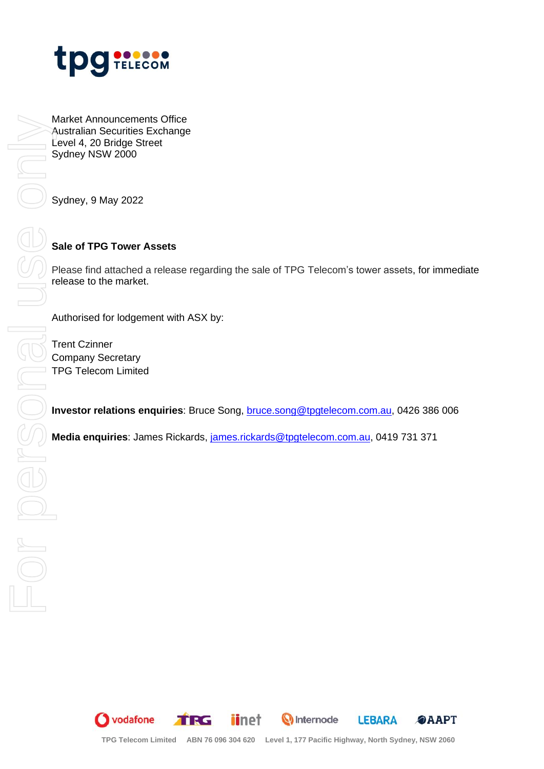Market Announcements Office
Australian Securities Exchange
Level 4, 20 Bridge Street
Sydney NSW 2000

Sydney, 9 May 2022

**Sale of TPG Tower Assets**

Please find attached a release regarding the sale of TPG Telecom's tower assets, for immediate release to the market.

Authorised for lodgement with ASX by:

Trent Czinner
Company Secretary
TPG Telecom Limited

**Investor relations enquiries**: Bruce Song, bruce.song@tpgtelecom.com.au, 0426 386 006

**Media enquiries**: James Rickards, james.rickards@tpgtelecom.com.au, 0419 731 371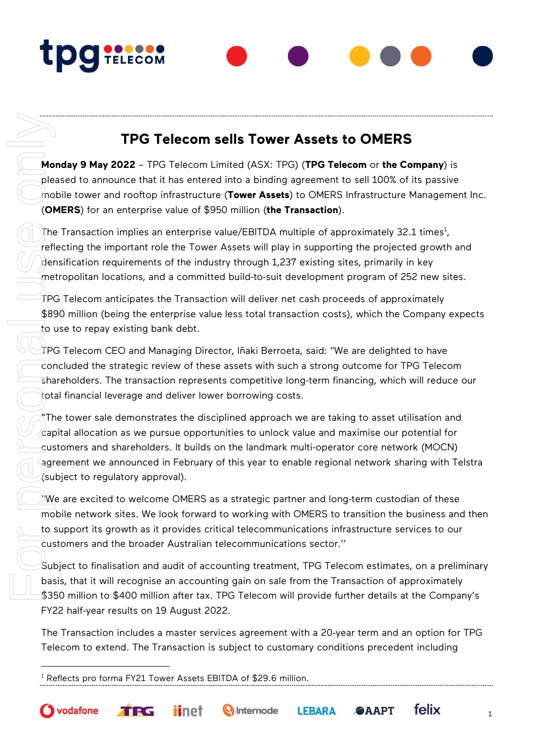# TPG Telecom sells Tower Assets to OMERS

**Monday 9 May 2022** – TPG Telecom Limited (ASX: TPG) (**TPG Telecom** or **the Company**) is pleased to announce that it has entered into a binding agreement to sell 100% of its passive mobile tower and rooftop infrastructure (**Tower Assets**) to OMERS Infrastructure Management Inc. (**OMERS**) for an enterprise value of $950 million (**the Transaction**).

The Transaction implies an enterprise value/EBITDA multiple of approximately 32.1 times[1], reflecting the important role the Tower Assets will play in supporting the projected growth and densification requirements of the industry through 1,237 existing sites, primarily in key metropolitan locations, and a committed build-to-suit development program of 252 new sites.

TPG Telecom anticipates the Transaction will deliver net cash proceeds of approximately $890 million (being the enterprise value less total transaction costs), which the Company expects to use to repay existing bank debt.

TPG Telecom CEO and Managing Director, Iñaki Berroeta, said: "We are delighted to have concluded the strategic review of these assets with such a strong outcome for TPG Telecom shareholders. The transaction represents competitive long-term financing, which will reduce our total financial leverage and deliver lower borrowing costs.

"The tower sale demonstrates the disciplined approach we are taking to asset utilisation and capital allocation as we pursue opportunities to unlock value and maximise our potential for customers and shareholders. It builds on the landmark multi-operator core network (MOCN) agreement we announced in February of this year to enable regional network sharing with Telstra (subject to regulatory approval).

"We are excited to welcome OMERS as a strategic partner and long-term custodian of these mobile network sites. We look forward to working with OMERS to transition the business and then to support its growth as it provides critical telecommunications infrastructure services to our customers and the broader Australian telecommunications sector."

Subject to finalisation and audit of accounting treatment, TPG Telecom estimates, on a preliminary basis, that it will recognise an accounting gain on sale from the Transaction of approximately $350 million to $400 million after tax. TPG Telecom will provide further details at the Company's FY22 half-year results on 19 August 2022.

The Transaction includes a master services agreement with a 20-year term and an option for TPG Telecom to extend. The Transaction is subject to customary conditions precedent including

---

[1] Reflects pro forma FY21 Tower Assets EBITDA of $29.6 million.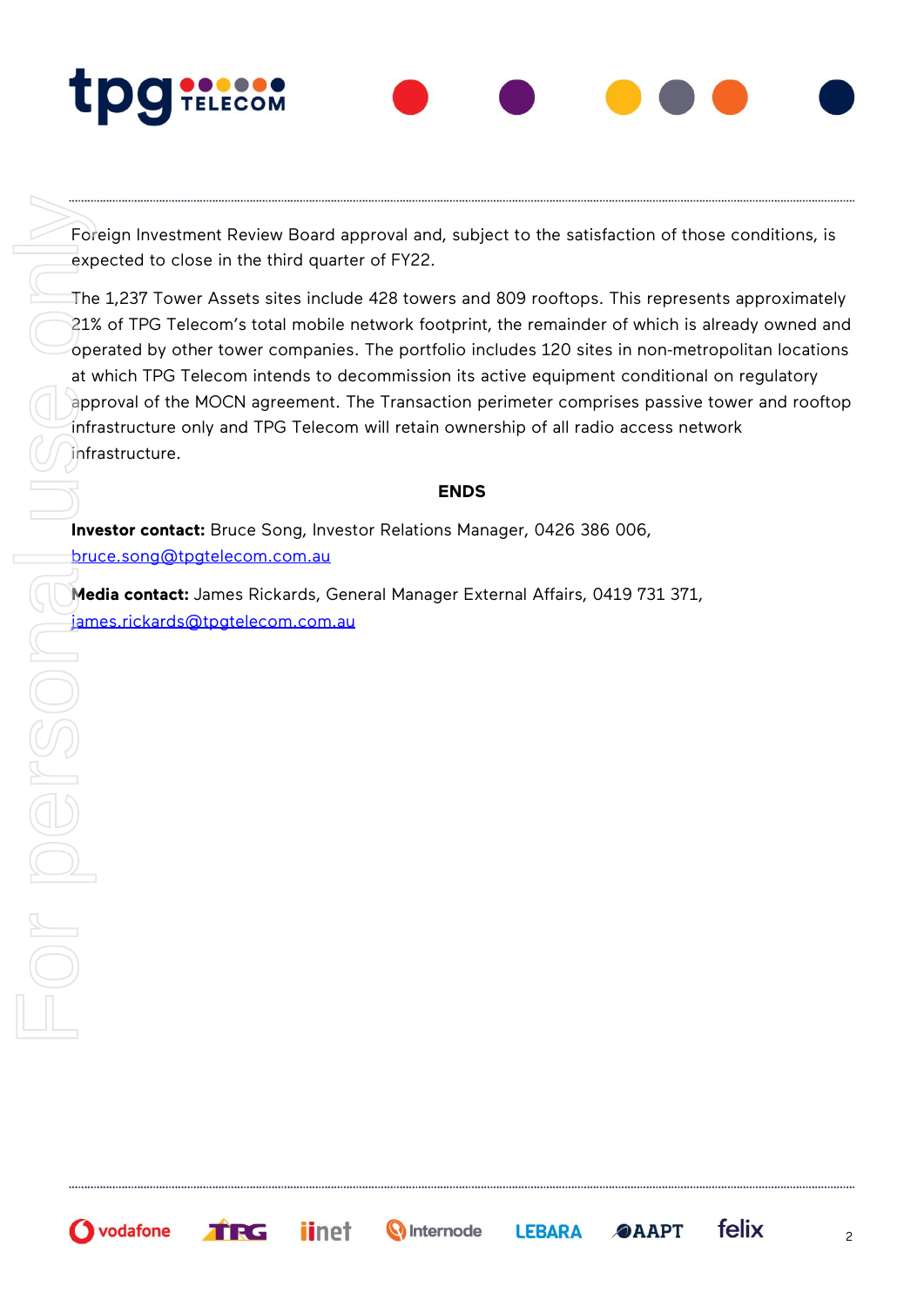Foreign Investment Review Board approval and, subject to the satisfaction of those conditions, is expected to close in the third quarter of FY22.

The 1,237 Tower Assets sites include 428 towers and 809 rooftops. This represents approximately 21% of TPG Telecom's total mobile network footprint, the remainder of which is already owned and operated by other tower companies. The portfolio includes 120 sites in non-metropolitan locations at which TPG Telecom intends to decommission its active equipment conditional on regulatory approval of the MOCN agreement. The Transaction perimeter comprises passive tower and rooftop infrastructure only and TPG Telecom will retain ownership of all radio access network infrastructure.

**ENDS**

**Investor contact:** Bruce Song, Investor Relations Manager, 0426 386 006, bruce.song@tpgtelecom.com.au

**Media contact:** James Rickards, General Manager External Affairs, 0419 731 371, james.rickards@tpgtelecom.com.au